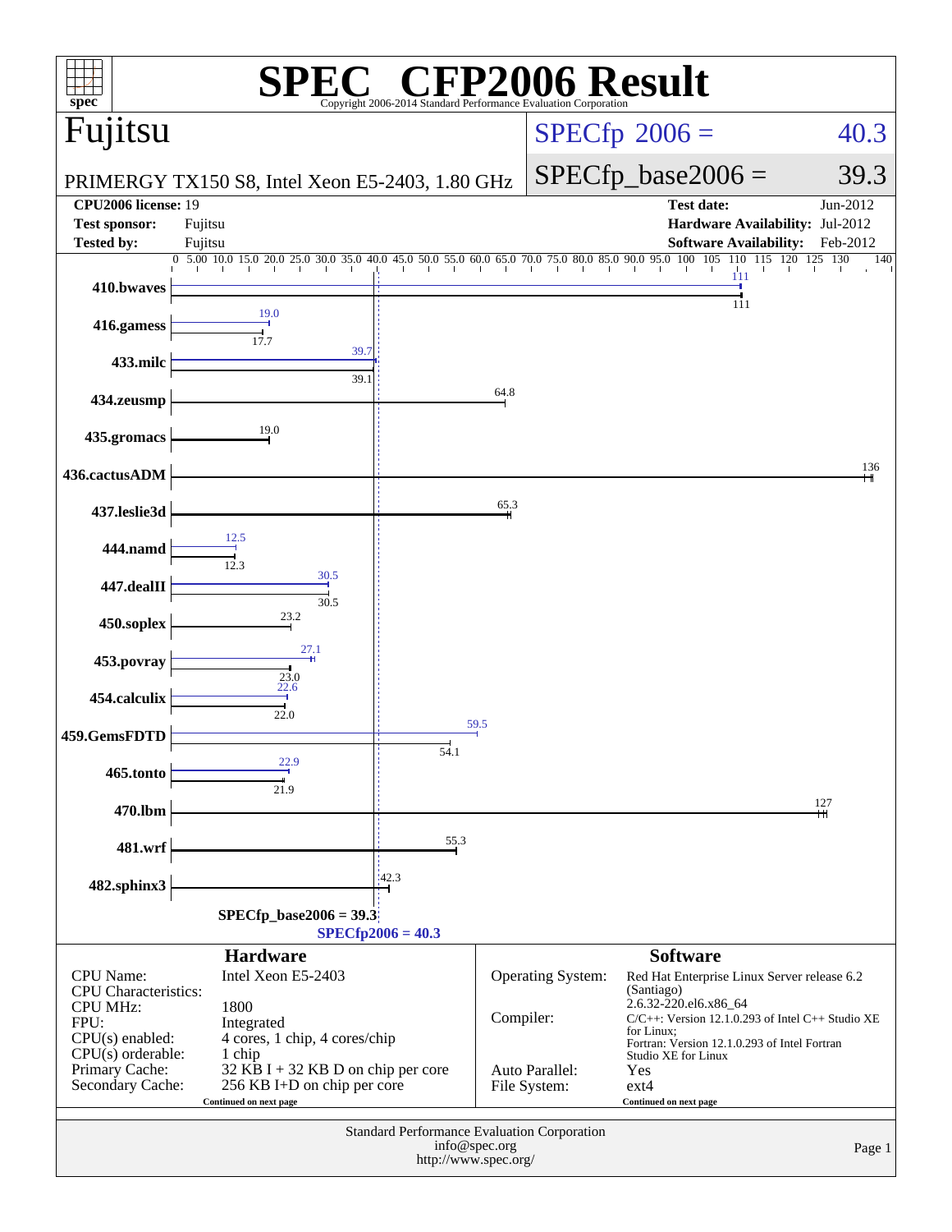# SPEC CFP2006 Result

Copyright 2006-2014 Standard Performance Evaluation Corporation

## Fujitsu

PRIMERGY TX150 S8, Intel Xeon E5-2403, 1.80 GHz

SPECfp 2006 = 40.3

SPECfp_base2006 = 39.3

| | | | |
|---|---|---|---|
| **CPU2006 license:** 19 | | **Test date:** | Jun-2012 |
| **Test sponsor:** | Fujitsu | **Hardware Availability:** | Jul-2012 |
| **Tested by:** | Fujitsu | **Software Availability:** | Feb-2012 |

| Benchmark | Peak | Base |
|---|---|---|
| 410.bwaves | 111 | 111 |
| 416.gamess | 19.0 | 17.7 |
| 433.milc | 39.7 | 39.1 |
| 434.zeusmp | | 64.8 |
| 435.gromacs | | 19.0 |
| 436.cactusADM | | 136 |
| 437.leslie3d | | 65.3 |
| 444.namd | 12.5 | 12.3 |
| 447.dealII | 30.5 | 30.5 |
| 450.soplex | | 23.2 |
| 453.povray | 27.1 | 23.0 |
| 454.calculix | 22.6 | 22.0 |
| 459.GemsFDTD | 59.5 | 54.1 |
| 465.tonto | 22.9 | 21.9 |
| 470.lbm | | 127 |
| 481.wrf | | 55.3 |
| 482.sphinx3 | | 42.3 |

**SPECfp_base2006 = 39.3**

**SPECfp2006 = 40.3**

### Hardware

| | |
|---|---|
| CPU Name: | Intel Xeon E5-2403 |
| CPU Characteristics: | |
| CPU MHz: | 1800 |
| FPU: | Integrated |
| CPU(s) enabled: | 4 cores, 1 chip, 4 cores/chip |
| CPU(s) orderable: | 1 chip |
| Primary Cache: | 32 KB I + 32 KB D on chip per core |
| Secondary Cache: | 256 KB I+D on chip per core |

Continued on next page

### Software

| | |
|---|---|
| Operating System: | Red Hat Enterprise Linux Server release 6.2 (Santiago) 2.6.32-220.el6.x86_64 |
| Compiler: | C/C++: Version 12.1.0.293 of Intel C++ Studio XE for Linux; Fortran: Version 12.1.0.293 of Intel Fortran Studio XE for Linux |
| Auto Parallel: | Yes |
| File System: | ext4 |

Continued on next page

Standard Performance Evaluation Corporation
info@spec.org
http://www.spec.org/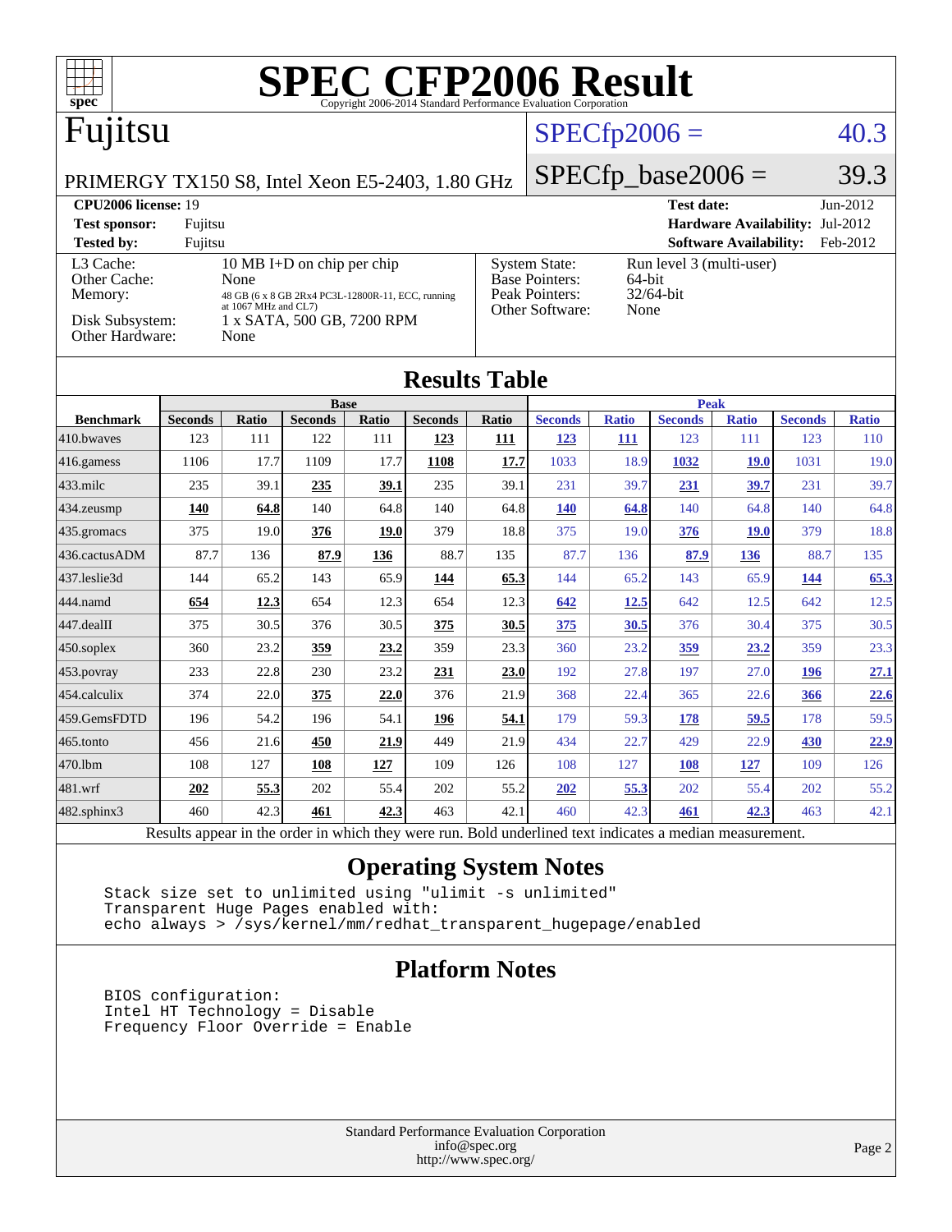# SPEC CFP2006 Result

Copyright 2006-2014 Standard Performance Evaluation Corporation

## Fujitsu

PRIMERGY TX150 S8, Intel Xeon E5-2403, 1.80 GHz

SPECfp2006 = 40.3

SPECfp_base2006 = 39.3

| | | | |
|---|---|---|---|
| **CPU2006 license:** 19 | | **Test date:** | Jun-2012 |
| **Test sponsor:** | Fujitsu | **Hardware Availability:** | Jul-2012 |
| **Tested by:** | Fujitsu | **Software Availability:** | Feb-2012 |

| | | | |
|---|---|---|---|
| L3 Cache: | 10 MB I+D on chip per chip | System State: | Run level 3 (multi-user) |
| Other Cache: | None | Base Pointers: | 64-bit |
| Memory: | 48 GB (6 x 8 GB 2Rx4 PC3L-12800R-11, ECC, running at 1067 MHz and CL7) | Peak Pointers: | 32/64-bit |
| Disk Subsystem: | 1 x SATA, 500 GB, 7200 RPM | Other Software: | None |
| Other Hardware: | None | | |

## Results Table

| | Base | | | | | | Peak | | | | | |
|---|---|---|---|---|---|---|---|---|---|---|---|---|
| **Benchmark** | **Seconds** | **Ratio** | **Seconds** | **Ratio** | **Seconds** | **Ratio** | **Seconds** | **Ratio** | **Seconds** | **Ratio** | **Seconds** | **Ratio** |
| 410.bwaves | 123 | 111 | 122 | 111 | **123** | **111** | **123** | **111** | 123 | 111 | 123 | 110 |
| 416.gamess | 1106 | 17.7 | 1109 | 17.7 | **1108** | **17.7** | 1033 | 18.9 | **1032** | **19.0** | 1031 | 19.0 |
| 433.milc | 235 | 39.1 | **235** | **39.1** | 235 | 39.1 | 231 | 39.7 | **231** | **39.7** | 231 | 39.7 |
| 434.zeusmp | **140** | **64.8** | 140 | 64.8 | 140 | 64.8 | **140** | **64.8** | 140 | 64.8 | 140 | 64.8 |
| 435.gromacs | 375 | 19.0 | **376** | **19.0** | 379 | 18.8 | 375 | 19.0 | **376** | **19.0** | 379 | 18.8 |
| 436.cactusADM | 87.7 | 136 | **87.9** | **136** | 88.7 | 135 | 87.7 | 136 | **87.9** | **136** | 88.7 | 135 |
| 437.leslie3d | 144 | 65.2 | 143 | 65.9 | **144** | **65.3** | 144 | 65.2 | 143 | 65.9 | **144** | **65.3** |
| 444.namd | **654** | **12.3** | 654 | 12.3 | 654 | 12.3 | **642** | **12.5** | 642 | 12.5 | 642 | 12.5 |
| 447.dealII | 375 | 30.5 | 376 | 30.5 | **375** | **30.5** | **375** | **30.5** | 376 | 30.4 | 375 | 30.5 |
| 450.soplex | 360 | 23.2 | **359** | **23.2** | 359 | 23.3 | 360 | 23.2 | **359** | **23.2** | 359 | 23.3 |
| 453.povray | 233 | 22.8 | 230 | 23.2 | **231** | **23.0** | 192 | 27.8 | 197 | 27.0 | **196** | **27.1** |
| 454.calculix | 374 | 22.0 | **375** | **22.0** | 376 | 21.9 | 368 | 22.4 | 365 | 22.6 | **366** | **22.6** |
| 459.GemsFDTD | 196 | 54.2 | 196 | 54.1 | **196** | **54.1** | 179 | 59.3 | **178** | **59.5** | 178 | 59.5 |
| 465.tonto | 456 | 21.6 | **450** | **21.9** | 449 | 21.9 | 434 | 22.7 | 429 | 22.9 | **430** | **22.9** |
| 470.lbm | 108 | 127 | **108** | **127** | 109 | 126 | 108 | 127 | **108** | **127** | 109 | 126 |
| 481.wrf | **202** | **55.3** | 202 | 55.4 | 202 | 55.2 | **202** | **55.3** | 202 | 55.4 | 202 | 55.2 |
| 482.sphinx3 | 460 | 42.3 | **461** | **42.3** | 463 | 42.1 | 460 | 42.3 | **461** | **42.3** | 463 | 42.1 |

Results appear in the order in which they were run. Bold underlined text indicates a median measurement.

## Operating System Notes

```
Stack size set to unlimited using "ulimit -s unlimited"
Transparent Huge Pages enabled with:
echo always > /sys/kernel/mm/redhat_transparent_hugepage/enabled
```

## Platform Notes

```
BIOS configuration:
Intel HT Technology = Disable
Frequency Floor Override = Enable
```

Standard Performance Evaluation Corporation
info@spec.org
http://www.spec.org/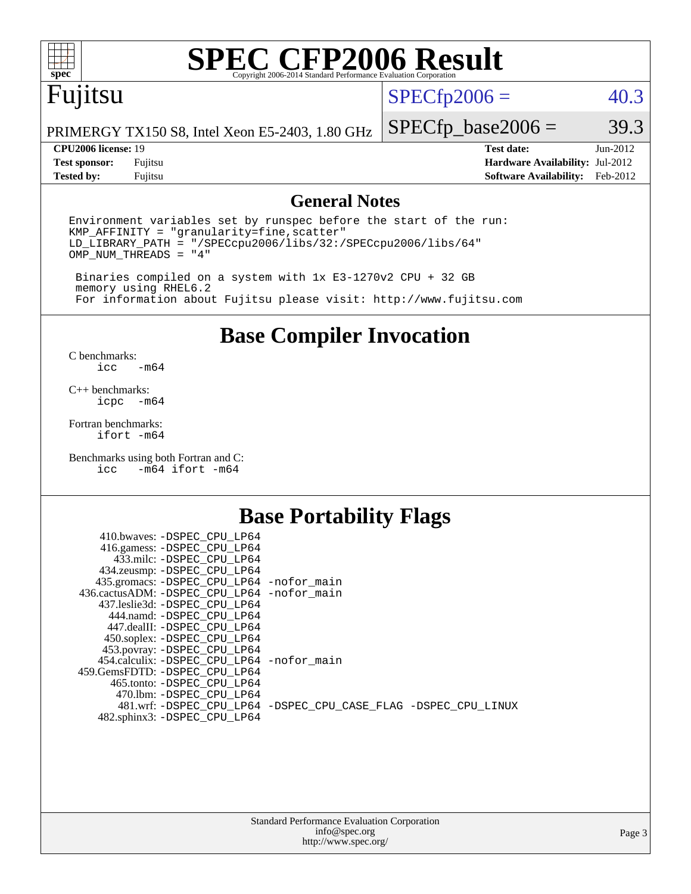# SPEC CFP2006 Result

Copyright 2006-2014 Standard Performance Evaluation Corporation

## Fujitsu

PRIMERGY TX150 S8, Intel Xeon E5-2403, 1.80 GHz

SPECfp2006 = 40.3

SPECfp_base2006 = 39.3

| | | | |
|---|---|---|---|
| **CPU2006 license:** | 19 | **Test date:** | Jun-2012 |
| **Test sponsor:** | Fujitsu | **Hardware Availability:** | Jul-2012 |
| **Tested by:** | Fujitsu | **Software Availability:** | Feb-2012 |

## General Notes

```
Environment variables set by runspec before the start of the run:
KMP_AFFINITY = "granularity=fine,scatter"
LD_LIBRARY_PATH = "/SPECcpu2006/libs/32:/SPECcpu2006/libs/64"
OMP_NUM_THREADS = "4"

 Binaries compiled on a system with 1x E3-1270v2 CPU + 32 GB
 memory using RHEL6.2
 For information about Fujitsu please visit: http://www.fujitsu.com
```

## Base Compiler Invocation

C benchmarks:
```
icc   -m64
```

C++ benchmarks:
```
icpc  -m64
```

Fortran benchmarks:
```
ifort -m64
```

Benchmarks using both Fortran and C:
```
icc   -m64 ifort -m64
```

## Base Portability Flags

```
410.bwaves: -DSPEC_CPU_LP64
416.gamess: -DSPEC_CPU_LP64
433.milc: -DSPEC_CPU_LP64
434.zeusmp: -DSPEC_CPU_LP64
435.gromacs: -DSPEC_CPU_LP64 -nofor_main
436.cactusADM: -DSPEC_CPU_LP64 -nofor_main
437.leslie3d: -DSPEC_CPU_LP64
444.namd: -DSPEC_CPU_LP64
447.dealII: -DSPEC_CPU_LP64
450.soplex: -DSPEC_CPU_LP64
453.povray: -DSPEC_CPU_LP64
454.calculix: -DSPEC_CPU_LP64 -nofor_main
459.GemsFDTD: -DSPEC_CPU_LP64
465.tonto: -DSPEC_CPU_LP64
470.lbm: -DSPEC_CPU_LP64
481.wrf: -DSPEC_CPU_LP64 -DSPEC_CPU_CASE_FLAG -DSPEC_CPU_LINUX
482.sphinx3: -DSPEC_CPU_LP64
```

Standard Performance Evaluation Corporation
info@spec.org
http://www.spec.org/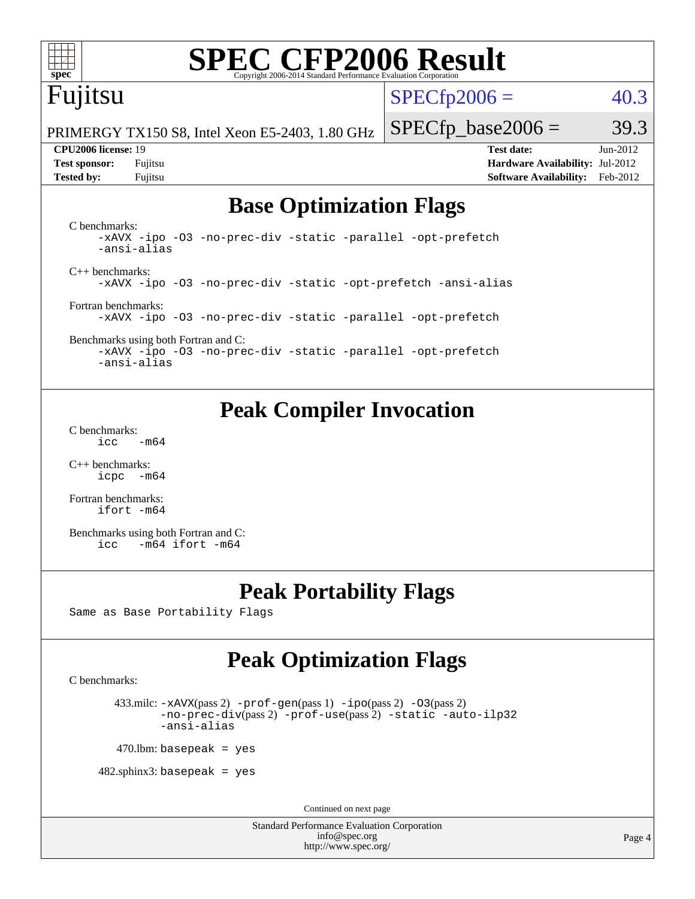# SPEC CFP2006 Result

Copyright 2006-2014 Standard Performance Evaluation Corporation

**Fujitsu**

PRIMERGY TX150 S8, Intel Xeon E5-2403, 1.80 GHz

SPECfp2006 = 40.3

SPECfp_base2006 = 39.3

| | | | |
|---|---|---|---|
| **CPU2006 license:** 19 | | **Test date:** | Jun-2012 |
| **Test sponsor:** | Fujitsu | **Hardware Availability:** | Jul-2012 |
| **Tested by:** | Fujitsu | **Software Availability:** | Feb-2012 |

## Base Optimization Flags

C benchmarks:

```
-xAVX -ipo -O3 -no-prec-div -static -parallel -opt-prefetch
-ansi-alias
```

C++ benchmarks:

```
-xAVX -ipo -O3 -no-prec-div -static -opt-prefetch -ansi-alias
```

Fortran benchmarks:

```
-xAVX -ipo -O3 -no-prec-div -static -parallel -opt-prefetch
```

Benchmarks using both Fortran and C:

```
-xAVX -ipo -O3 -no-prec-div -static -parallel -opt-prefetch
-ansi-alias
```

## Peak Compiler Invocation

C benchmarks:

```
icc   -m64
```

C++ benchmarks:

```
icpc  -m64
```

Fortran benchmarks:

```
ifort -m64
```

Benchmarks using both Fortran and C:

```
icc   -m64 ifort -m64
```

## Peak Portability Flags

Same as Base Portability Flags

## Peak Optimization Flags

C benchmarks:

433.milc: -xAVX(pass 2) -prof-gen(pass 1) -ipo(pass 2) -O3(pass 2) -no-prec-div(pass 2) -prof-use(pass 2) -static -auto-ilp32 -ansi-alias

470.lbm: basepeak = yes

482.sphinx3: basepeak = yes

Continued on next page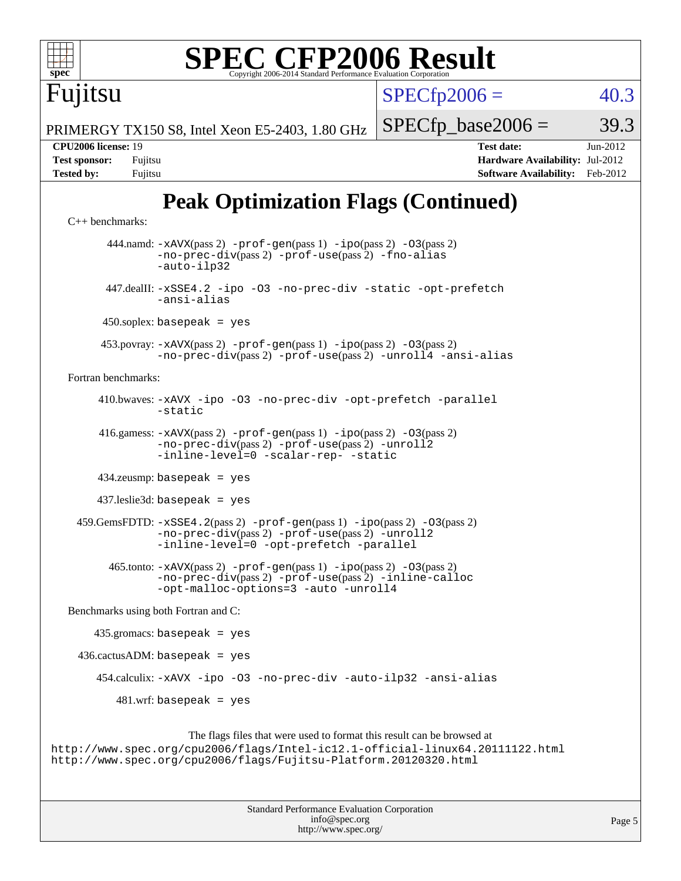# Peak Optimization Flags (Continued)

C++ benchmarks:

444.namd: -xAVX(pass 2) -prof-gen(pass 1) -ipo(pass 2) -O3(pass 2) -no-prec-div(pass 2) -prof-use(pass 2) -fno-alias -auto-ilp32

447.dealII: -xSSE4.2 -ipo -O3 -no-prec-div -static -opt-prefetch -ansi-alias

450.soplex: basepeak = yes

453.povray: -xAVX(pass 2) -prof-gen(pass 1) -ipo(pass 2) -O3(pass 2) -no-prec-div(pass 2) -prof-use(pass 2) -unroll4 -ansi-alias

Fortran benchmarks:

410.bwaves: -xAVX -ipo -O3 -no-prec-div -opt-prefetch -parallel -static

416.gamess: -xAVX(pass 2) -prof-gen(pass 1) -ipo(pass 2) -O3(pass 2) -no-prec-div(pass 2) -prof-use(pass 2) -unroll2 -inline-level=0 -scalar-rep- -static

434.zeusmp: basepeak = yes

437.leslie3d: basepeak = yes

459.GemsFDTD: -xSSE4.2(pass 2) -prof-gen(pass 1) -ipo(pass 2) -O3(pass 2) -no-prec-div(pass 2) -prof-use(pass 2) -unroll2 -inline-level=0 -opt-prefetch -parallel

465.tonto: -xAVX(pass 2) -prof-gen(pass 1) -ipo(pass 2) -O3(pass 2) -no-prec-div(pass 2) -prof-use(pass 2) -inline-calloc -opt-malloc-options=3 -auto -unroll4

Benchmarks using both Fortran and C:

435.gromacs: basepeak = yes

436.cactusADM: basepeak = yes

454.calculix: -xAVX -ipo -O3 -no-prec-div -auto-ilp32 -ansi-alias

481.wrf: basepeak = yes

The flags files that were used to format this result can be browsed at
http://www.spec.org/cpu2006/flags/Intel-ic12.1-official-linux64.20111122.html
http://www.spec.org/cpu2006/flags/Fujitsu-Platform.20120320.html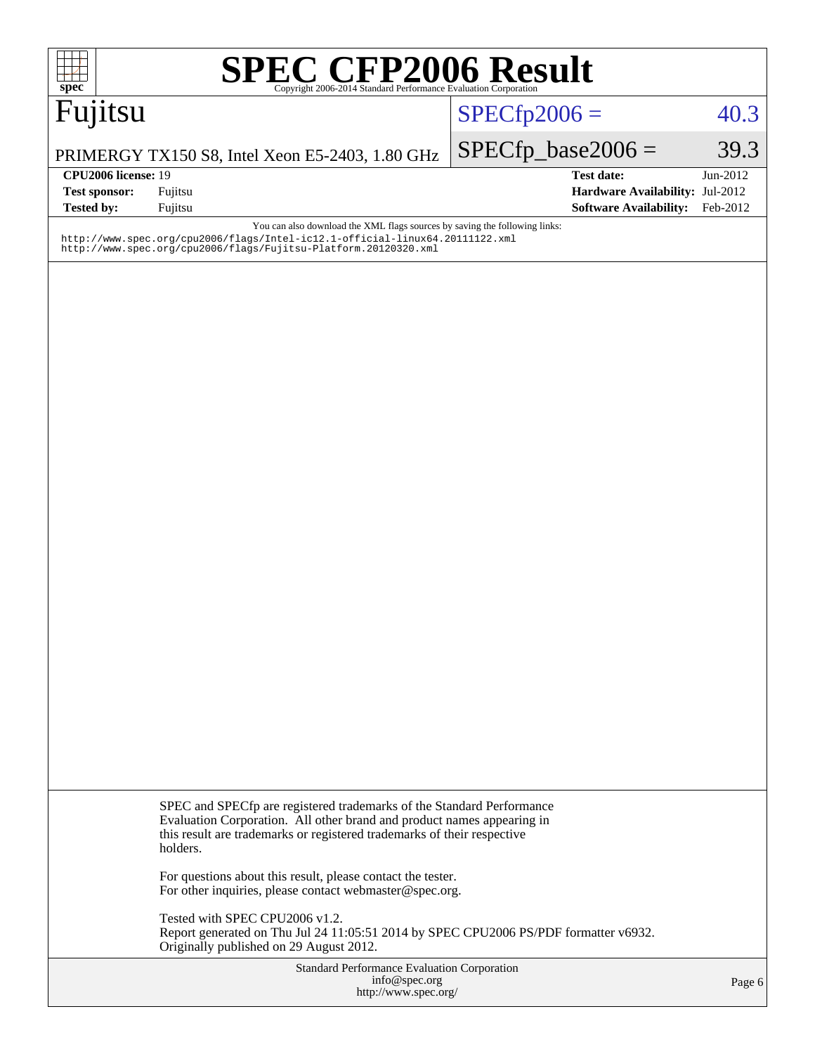# SPEC CFP2006 Result

Copyright 2006-2014 Standard Performance Evaluation Corporation

## Fujitsu

PRIMERGY TX150 S8, Intel Xeon E5-2403, 1.80 GHz

SPECfp2006 = 40.3

SPECfp_base2006 = 39.3

| | | | |
|---|---|---|---|
| **CPU2006 license:** 19 | | **Test date:** | Jun-2012 |
| **Test sponsor:** | Fujitsu | **Hardware Availability:** | Jul-2012 |
| **Tested by:** | Fujitsu | **Software Availability:** | Feb-2012 |

You can also download the XML flags sources by saving the following links:

```
http://www.spec.org/cpu2006/flags/Intel-ic12.1-official-linux64.20111122.xml
http://www.spec.org/cpu2006/flags/Fujitsu-Platform.20120320.xml
```

SPEC and SPECfp are registered trademarks of the Standard Performance Evaluation Corporation. All other brand and product names appearing in this result are trademarks or registered trademarks of their respective holders.

For questions about this result, please contact the tester.
For other inquiries, please contact webmaster@spec.org.

Tested with SPEC CPU2006 v1.2.
Report generated on Thu Jul 24 11:05:51 2014 by SPEC CPU2006 PS/PDF formatter v6932.
Originally published on 29 August 2012.

Standard Performance Evaluation Corporation
info@spec.org
http://www.spec.org/